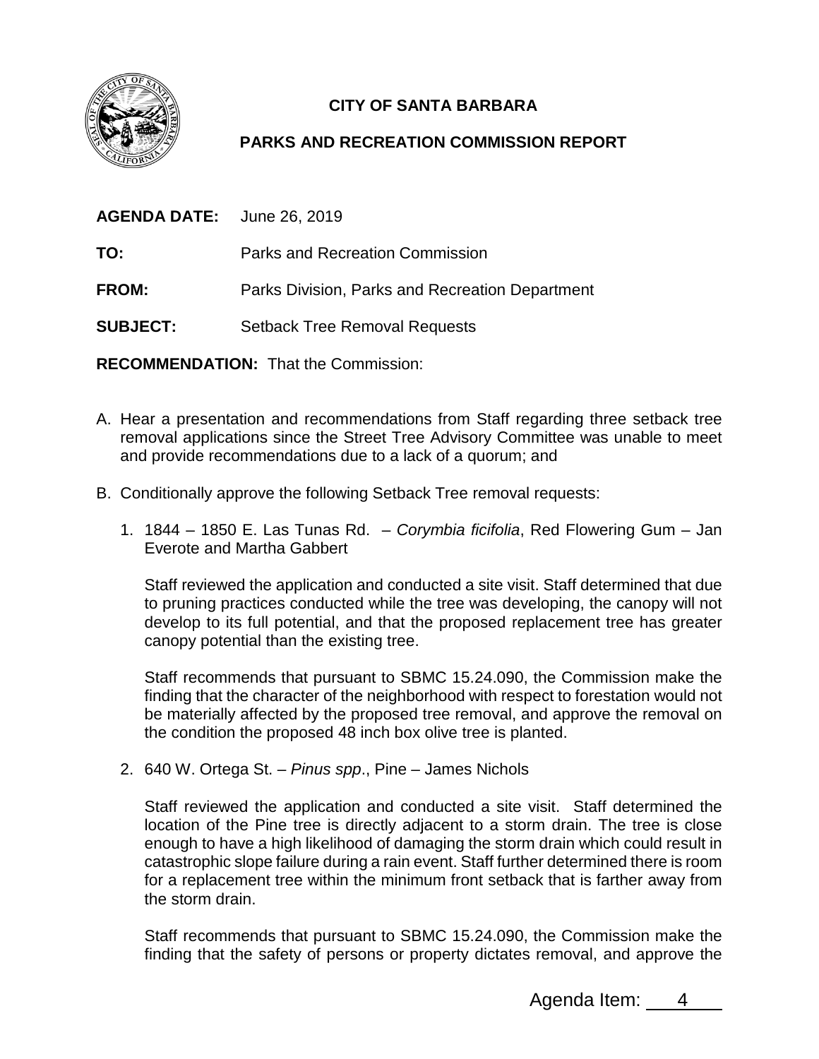# CITY OF SANTA BARBARA

## PARKS AND RECREATION COMMISSION REPORT

**AGENDA DATE:** June 26, 2019

**TO:** Parks and Recreation Commission

**FROM:** Parks Division, Parks and Recreation Department

**SUBJECT:** Setback Tree Removal Requests

**RECOMMENDATION:** That the Commission:

A. Hear a presentation and recommendations from Staff regarding three setback tree removal applications since the Street Tree Advisory Committee was unable to meet and provide recommendations due to a lack of a quorum; and

B. Conditionally approve the following Setback Tree removal requests:

   1. 1844 – 1850 E. Las Tunas Rd. – *Corymbia ficifolia*, Red Flowering Gum – Jan Everote and Martha Gabbert

      Staff reviewed the application and conducted a site visit. Staff determined that due to pruning practices conducted while the tree was developing, the canopy will not develop to its full potential, and that the proposed replacement tree has greater canopy potential than the existing tree.

      Staff recommends that pursuant to SBMC 15.24.090, the Commission make the finding that the character of the neighborhood with respect to forestation would not be materially affected by the proposed tree removal, and approve the removal on the condition the proposed 48 inch box olive tree is planted.

   2. 640 W. Ortega St. – *Pinus spp*., Pine – James Nichols

      Staff reviewed the application and conducted a site visit. Staff determined the location of the Pine tree is directly adjacent to a storm drain. The tree is close enough to have a high likelihood of damaging the storm drain which could result in catastrophic slope failure during a rain event. Staff further determined there is room for a replacement tree within the minimum front setback that is farther away from the storm drain.

      Staff recommends that pursuant to SBMC 15.24.090, the Commission make the finding that the safety of persons or property dictates removal, and approve the

Agenda Item: 4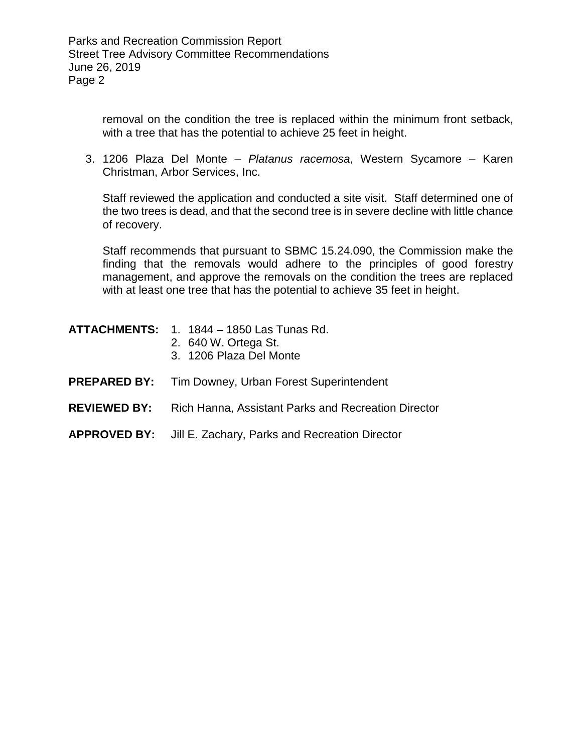removal on the condition the tree is replaced within the minimum front setback, with a tree that has the potential to achieve 25 feet in height.

3. 1206 Plaza Del Monte – *Platanus racemosa*, Western Sycamore – Karen Christman, Arbor Services, Inc.

   Staff reviewed the application and conducted a site visit. Staff determined one of the two trees is dead, and that the second tree is in severe decline with little chance of recovery.

   Staff recommends that pursuant to SBMC 15.24.090, the Commission make the finding that the removals would adhere to the principles of good forestry management, and approve the removals on the condition the trees are replaced with at least one tree that has the potential to achieve 35 feet in height.

**ATTACHMENTS:**
1. 1844 – 1850 Las Tunas Rd.
2. 640 W. Ortega St.
3. 1206 Plaza Del Monte

**PREPARED BY:** Tim Downey, Urban Forest Superintendent

**REVIEWED BY:** Rich Hanna, Assistant Parks and Recreation Director

**APPROVED BY:** Jill E. Zachary, Parks and Recreation Director